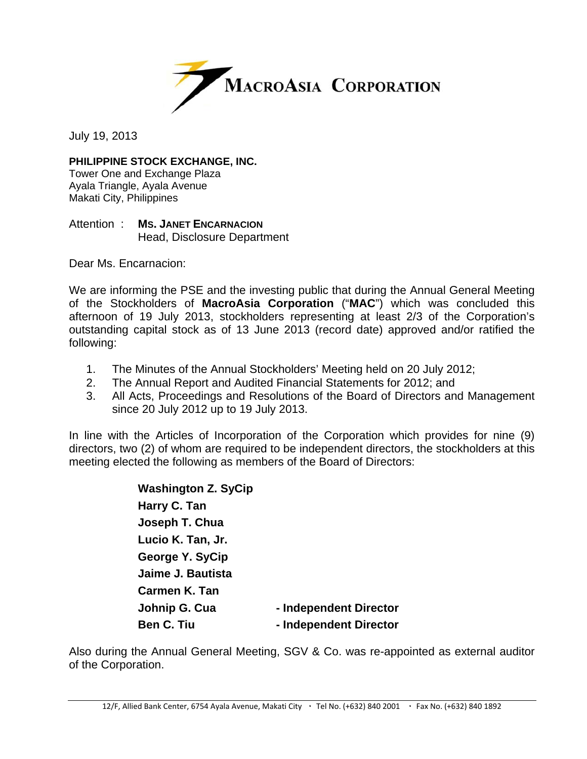**MACROASIA CORPORATION**

July 19, 2013

**PHILIPPINE STOCK EXCHANGE, INC.**
Tower One and Exchange Plaza
Ayala Triangle, Ayala Avenue
Makati City, Philippines

Attention : **MS. JANET ENCARNACION**
Head, Disclosure Department

Dear Ms. Encarnacion:

We are informing the PSE and the investing public that during the Annual General Meeting of the Stockholders of **MacroAsia Corporation** ("**MAC**") which was concluded this afternoon of 19 July 2013, stockholders representing at least 2/3 of the Corporation's outstanding capital stock as of 13 June 2013 (record date) approved and/or ratified the following:

1. The Minutes of the Annual Stockholders' Meeting held on 20 July 2012;
2. The Annual Report and Audited Financial Statements for 2012; and
3. All Acts, Proceedings and Resolutions of the Board of Directors and Management since 20 July 2012 up to 19 July 2013.

In line with the Articles of Incorporation of the Corporation which provides for nine (9) directors, two (2) of whom are required to be independent directors, the stockholders at this meeting elected the following as members of the Board of Directors:

**Washington Z. SyCip**
**Harry C. Tan**
**Joseph T. Chua**
**Lucio K. Tan, Jr.**
**George Y. SyCip**
**Jaime J. Bautista**
**Carmen K. Tan**
**Johnip G. Cua** **- Independent Director**
**Ben C. Tiu** **- Independent Director**

Also during the Annual General Meeting, SGV & Co. was re-appointed as external auditor of the Corporation.

12/F, Allied Bank Center, 6754 Ayala Avenue, Makati City · Tel No. (+632) 840 2001 · Fax No. (+632) 840 1892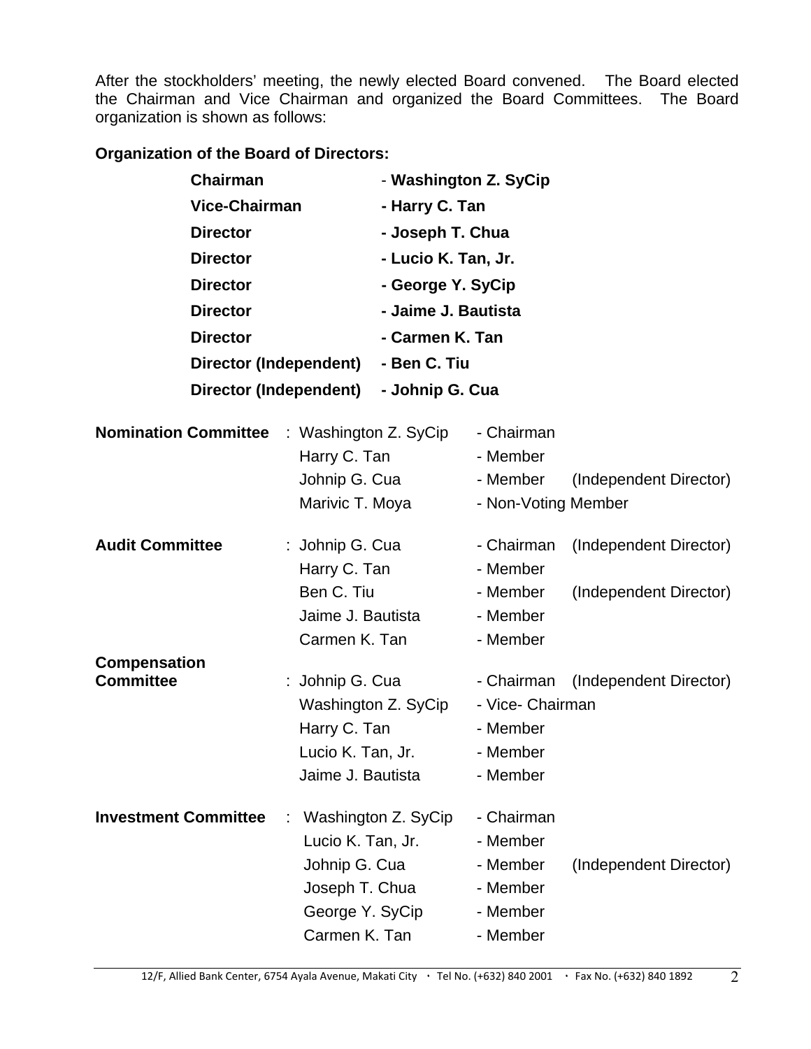After the stockholders' meeting, the newly elected Board convened. The Board elected the Chairman and Vice Chairman and organized the Board Committees. The Board organization is shown as follows:

**Organization of the Board of Directors:**

| | |
|---|---|
| **Chairman** | - **Washington Z. SyCip** |
| **Vice-Chairman** | **- Harry C. Tan** |
| **Director** | **- Joseph T. Chua** |
| **Director** | **- Lucio K. Tan, Jr.** |
| **Director** | **- George Y. SyCip** |
| **Director** | **- Jaime J. Bautista** |
| **Director** | **- Carmen K. Tan** |
| **Director (Independent)** | **- Ben C. Tiu** |
| **Director (Independent)** | **- Johnip G. Cua** |

| | | | |
|---|---|---|---|
| **Nomination Committee** | : Washington Z. SyCip | - Chairman | |
| | Harry C. Tan | - Member | |
| | Johnip G. Cua | - Member | (Independent Director) |
| | Marivic T. Moya | - Non-Voting Member | |
| **Audit Committee** | : Johnip G. Cua | - Chairman | (Independent Director) |
| | Harry C. Tan | - Member | |
| | Ben C. Tiu | - Member | (Independent Director) |
| | Jaime J. Bautista | - Member | |
| | Carmen K. Tan | - Member | |
| **Compensation Committee** | : Johnip G. Cua | - Chairman | (Independent Director) |
| | Washington Z. SyCip | - Vice- Chairman | |
| | Harry C. Tan | - Member | |
| | Lucio K. Tan, Jr. | - Member | |
| | Jaime J. Bautista | - Member | |
| **Investment Committee** | : Washington Z. SyCip | - Chairman | |
| | Lucio K. Tan, Jr. | - Member | |
| | Johnip G. Cua | - Member | (Independent Director) |
| | Joseph T. Chua | - Member | |
| | George Y. SyCip | - Member | |
| | Carmen K. Tan | - Member | |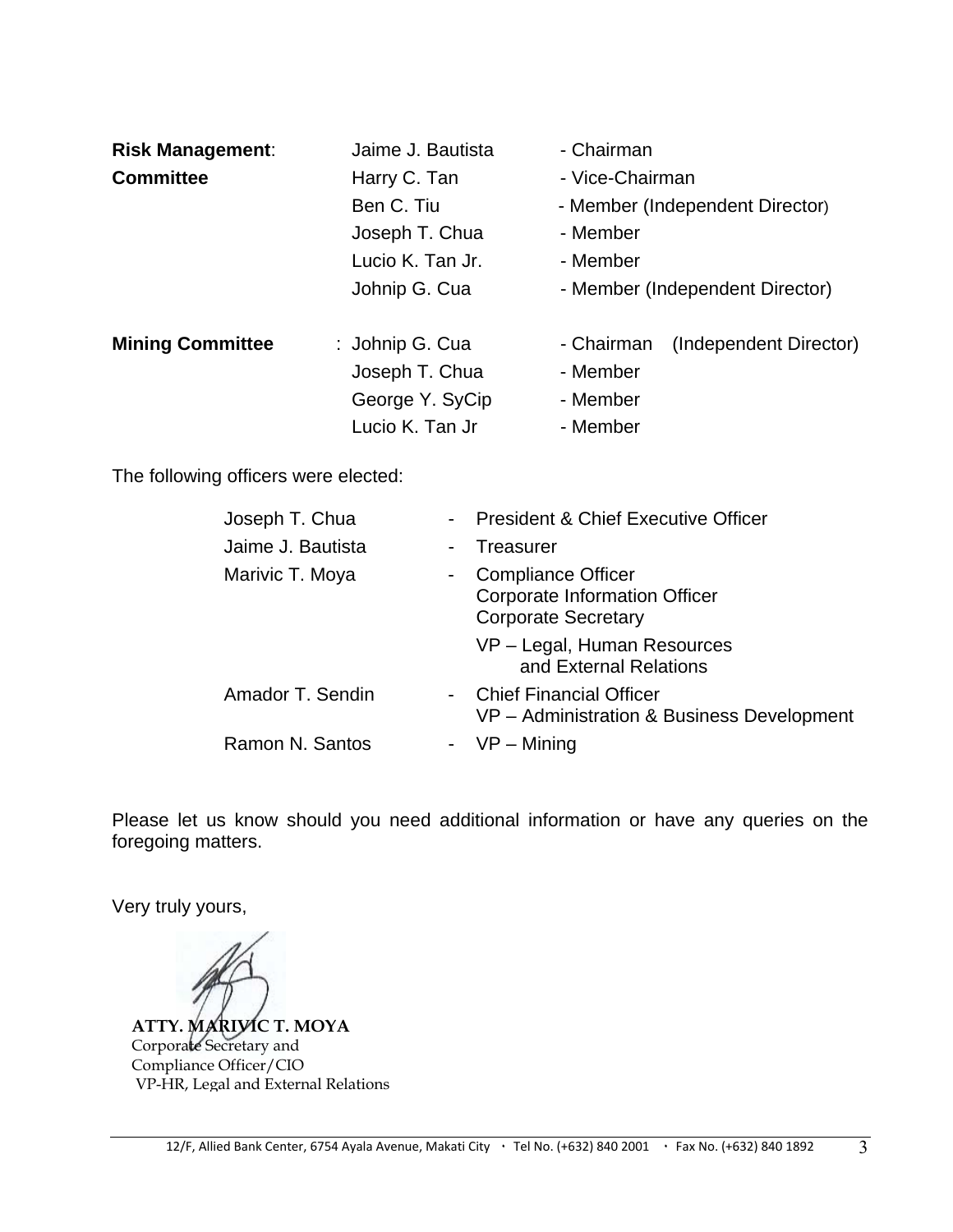| | | |
|---|---|---|
| **Risk Management: Committee** | Jaime J. Bautista | - Chairman |
| | Harry C. Tan | - Vice-Chairman |
| | Ben C. Tiu | - Member (Independent Director) |
| | Joseph T. Chua | - Member |
| | Lucio K. Tan Jr. | - Member |
| | Johnip G. Cua | - Member (Independent Director) |
| **Mining Committee** : | Johnip G. Cua | - Chairman (Independent Director) |
| | Joseph T. Chua | - Member |
| | George Y. SyCip | - Member |
| | Lucio K. Tan Jr | - Member |

The following officers were elected:

| | | |
|---|---|---|
| Joseph T. Chua | - | President & Chief Executive Officer |
| Jaime J. Bautista | - | Treasurer |
| Marivic T. Moya | - | Compliance Officer<br>Corporate Information Officer<br>Corporate Secretary<br>VP – Legal, Human Resources and External Relations |
| Amador T. Sendin | - | Chief Financial Officer<br>VP – Administration & Business Development |
| Ramon N. Santos | - | VP – Mining |

Please let us know should you need additional information or have any queries on the foregoing matters.

Very truly yours,

**ATTY. MARIVIC T. MOYA**
Corporate Secretary and
Compliance Officer/CIO
VP-HR, Legal and External Relations

12/F, Allied Bank Center, 6754 Ayala Avenue, Makati City · Tel No. (+632) 840 2001 · Fax No. (+632) 840 1892